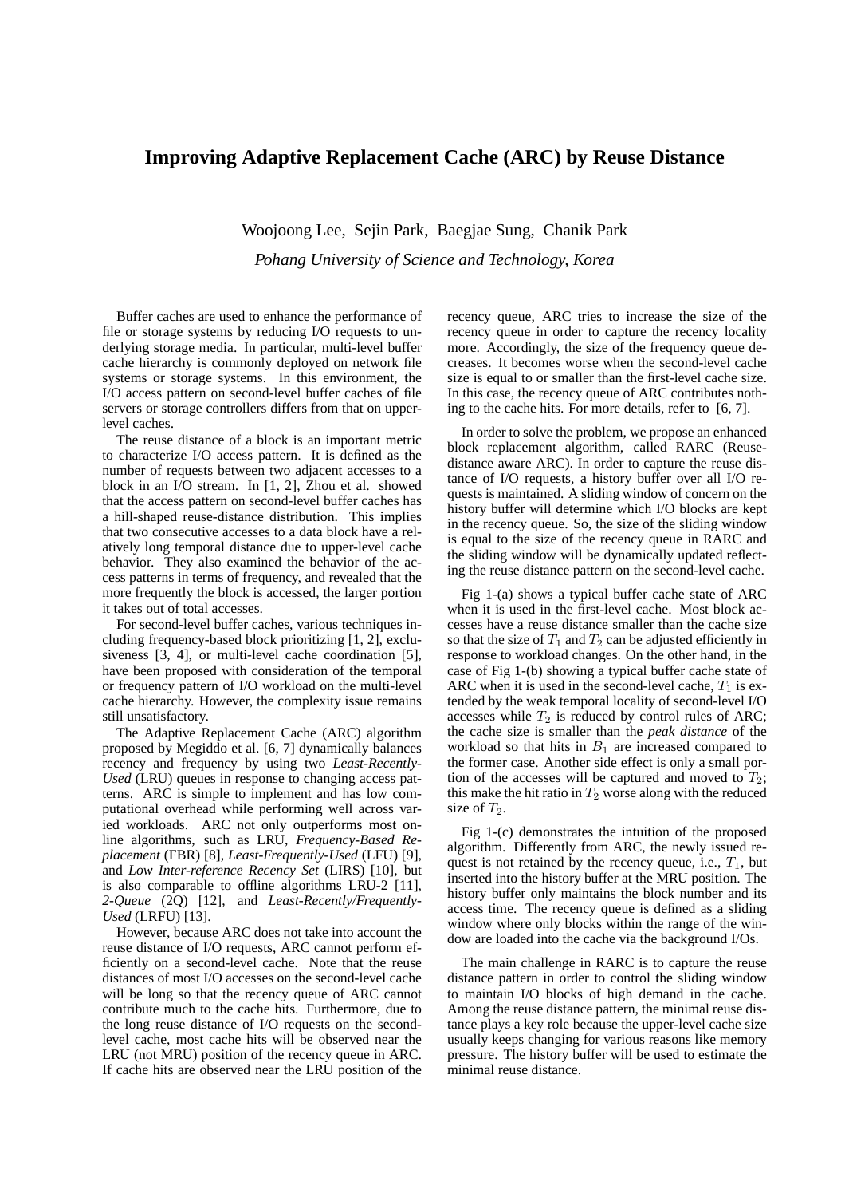# Improving Adaptive Replacement Cache (ARC) by Reuse Distance

Woojoong Lee, Sejin Park, Baegjae Sung, Chanik Park

*Pohang University of Science and Technology, Korea*

Buffer caches are used to enhance the performance of file or storage systems by reducing I/O requests to underlying storage media. In particular, multi-level buffer cache hierarchy is commonly deployed on network file systems or storage systems. In this environment, the I/O access pattern on second-level buffer caches of file servers or storage controllers differs from that on upper-level caches.

The reuse distance of a block is an important metric to characterize I/O access pattern. It is defined as the number of requests between two adjacent accesses to a block in an I/O stream. In [1, 2], Zhou et al. showed that the access pattern on second-level buffer caches has a hill-shaped reuse-distance distribution. This implies that two consecutive accesses to a data block have a relatively long temporal distance due to upper-level cache behavior. They also examined the behavior of the access patterns in terms of frequency, and revealed that the more frequently the block is accessed, the larger portion it takes out of total accesses.

For second-level buffer caches, various techniques including frequency-based block prioritizing [1, 2], exclusiveness [3, 4], or multi-level cache coordination [5], have been proposed with consideration of the temporal or frequency pattern of I/O workload on the multi-level cache hierarchy. However, the complexity issue remains still unsatisfactory.

The Adaptive Replacement Cache (ARC) algorithm proposed by Megiddo et al. [6, 7] dynamically balances recency and frequency by using two *Least-Recently-Used* (LRU) queues in response to changing access patterns. ARC is simple to implement and has low computational overhead while performing well across varied workloads. ARC not only outperforms most online algorithms, such as LRU, *Frequency-Based Replacement* (FBR) [8], *Least-Frequently-Used* (LFU) [9], and *Low Inter-reference Recency Set* (LIRS) [10], but is also comparable to offline algorithms LRU-2 [11], *2-Queue* (2Q) [12], and *Least-Recently/Frequently-Used* (LRFU) [13].

However, because ARC does not take into account the reuse distance of I/O requests, ARC cannot perform efficiently on a second-level cache. Note that the reuse distances of most I/O accesses on the second-level cache will be long so that the recency queue of ARC cannot contribute much to the cache hits. Furthermore, due to the long reuse distance of I/O requests on the second-level cache, most cache hits will be observed near the LRU (not MRU) position of the recency queue in ARC. If cache hits are observed near the LRU position of the recency queue, ARC tries to increase the size of the recency queue in order to capture the recency locality more. Accordingly, the size of the frequency queue decreases. It becomes worse when the second-level cache size is equal to or smaller than the first-level cache size. In this case, the recency queue of ARC contributes nothing to the cache hits. For more details, refer to [6, 7].

In order to solve the problem, we propose an enhanced block replacement algorithm, called RARC (Reuse-distance aware ARC). In order to capture the reuse distance of I/O requests, a history buffer over all I/O requests is maintained. A sliding window of concern on the history buffer will determine which I/O blocks are kept in the recency queue. So, the size of the sliding window is equal to the size of the recency queue in RARC and the sliding window will be dynamically updated reflecting the reuse distance pattern on the second-level cache.

Fig 1-(a) shows a typical buffer cache state of ARC when it is used in the first-level cache. Most block accesses have a reuse distance smaller than the cache size so that the size of $T_1$ and $T_2$ can be adjusted efficiently in response to workload changes. On the other hand, in the case of Fig 1-(b) showing a typical buffer cache state of ARC when it is used in the second-level cache, $T_1$ is extended by the weak temporal locality of second-level I/O accesses while $T_2$ is reduced by control rules of ARC; the cache size is smaller than the *peak distance* of the workload so that hits in $B_1$ are increased compared to the former case. Another side effect is only a small portion of the accesses will be captured and moved to $T_2$; this make the hit ratio in $T_2$ worse along with the reduced size of $T_2$.

Fig 1-(c) demonstrates the intuition of the proposed algorithm. Differently from ARC, the newly issued request is not retained by the recency queue, i.e., $T_1$, but inserted into the history buffer at the MRU position. The history buffer only maintains the block number and its access time. The recency queue is defined as a sliding window where only blocks within the range of the window are loaded into the cache via the background I/Os.

The main challenge in RARC is to capture the reuse distance pattern in order to control the sliding window to maintain I/O blocks of high demand in the cache. Among the reuse distance pattern, the minimal reuse distance plays a key role because the upper-level cache size usually keeps changing for various reasons like memory pressure. The history buffer will be used to estimate the minimal reuse distance.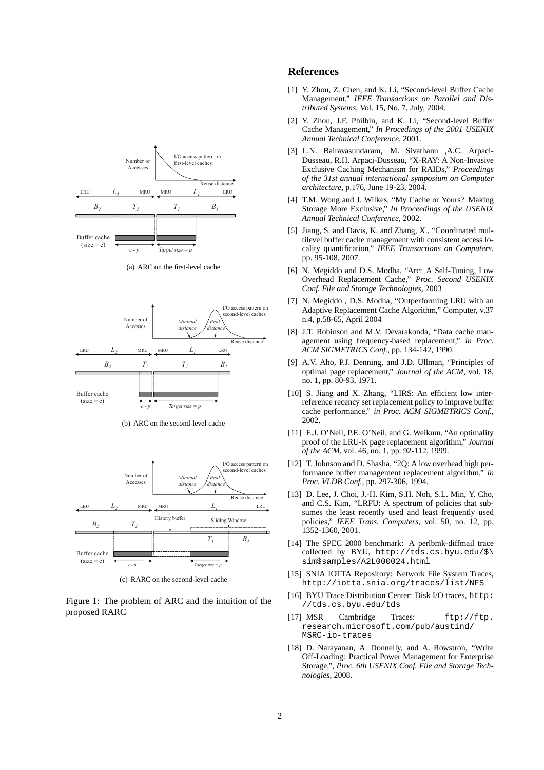Number of Accesses

I/O access pattern on first-level caches

Reuse distance

LRU $L_2$ MRU MRU $L_1$ LRU

$B_2$ $T_2$ $T_1$ $B_1$

Buffer cache (size = c)

c - p

Target size = p

(a) ARC on the first-level cache

Number of Accesses

I/O access pattern on second-level caches

Minimal distance

Peak distance

Reuse distance

LRU $L_2$ MRU MRU $L_1$ LRU

$B_2$ $T_2$ $T_1$ $B_1$

Buffer cache (size = c)

c - p

Target size = p

(b) ARC on the second-level cache

Number of Accesses

I/O access pattern on second-level caches

Minimal distance

Peak distance

Reuse distance

LRU $L_2$ MRU MRU $L_1$ LRU

History buffer

Sliding Window

$B_2$ $T_2$ $T_1$ $B_1$

Buffer cache (size = c)

c - p

Target size = p

(c) RARC on the second-level cache

Figure 1: The problem of ARC and the intuition of the proposed RARC

## References

[1] Y. Zhou, Z. Chen, and K. Li, "Second-level Buffer Cache Management," *IEEE Transactions on Parallel and Distributed Systems*, Vol. 15, No. 7, July, 2004.

[2] Y. Zhou, J.F. Philbin, and K. Li, "Second-level Buffer Cache Management," *In Procedings of the 2001 USENIX Annual Technical Conference*, 2001.

[3] L.N. Bairavasundaram, M. Sivathanu ,A.C. Arpaci-Dusseau, R.H. Arpaci-Dusseau, "X-RAY: A Non-Invasive Exclusive Caching Mechanism for RAIDs," *Proceedings of the 31st annual international symposium on Computer architecture*, p.176, June 19-23, 2004.

[4] T.M. Wong and J. Wilkes, "My Cache or Yours? Making Storage More Exclusive," *In Proceedings of the USENIX Annual Technical Conference*, 2002.

[5] Jiang, S. and Davis, K. and Zhang, X., "Coordinated multilevel buffer cache management with consistent access locality quantification," *IEEE Transactions on Computers*, pp. 95-108, 2007.

[6] N. Megiddo and D.S. Modha, "Arc: A Self-Tuning, Low Overhead Replacement Cache," *Proc. Second USENIX Conf. File and Storage Technologies*, 2003

[7] N. Megiddo , D.S. Modha, "Outperforming LRU with an Adaptive Replacement Cache Algorithm," Computer, v.37 n.4, p.58-65, April 2004

[8] J.T. Robinson and M.V. Devarakonda, "Data cache management using frequency-based replacement," *in Proc. ACM SIGMETRICS Conf.*, pp. 134-142, 1990.

[9] A.V. Aho, P.J. Denning, and J.D. Ullman, "Principles of optimal page replacement," *Journal of the ACM*, vol. 18, no. 1, pp. 80-93, 1971.

[10] S. Jiang and X. Zhang, "LIRS: An efficient low interreference recency set replacement policy to improve buffer cache performance," *in Proc. ACM SIGMETRICS Conf.*, 2002.

[11] E.J. O'Neil, P.E. O'Neil, and G. Weikum, "An optimality proof of the LRU-K page replacement algorithm," *Journal of the ACM*, vol. 46, no. 1, pp. 92-112, 1999.

[12] T. Johnson and D. Shasha, "2Q: A low overhead high performance buffer management replacement algorithm," *in Proc. VLDB Conf.*, pp. 297-306, 1994.

[13] D. Lee, J. Choi, J.-H. Kim, S.H. Noh, S.L. Min, Y. Cho, and C.S. Kim, "LRFU: A spectrum of policies that subsumes the least recently used and least frequently used policies," *IEEE Trans. Computers*, vol. 50, no. 12, pp. 1352-1360, 2001.

[14] The SPEC 2000 benchmark: A perlbmk-diffmail trace collected by BYU, `http://tds.cs.byu.edu/$\sim$samples/A2L000024.html`

[15] SNIA IOTTA Repository: Network File System Traces, `http://iotta.snia.org/traces/list/NFS`

[16] BYU Trace Distribution Center: Disk I/O traces, `http://tds.cs.byu.edu/tds`

[17] MSR Cambridge Traces: `ftp://ftp.research.microsoft.com/pub/austind/MSRC-io-traces`

[18] D. Narayanan, A. Donnelly, and A. Rowstron, "Write Off-Loading: Practical Power Management for Enterprise Storage,", *Proc. 6th USENIX Conf. File and Storage Technologies*, 2008.